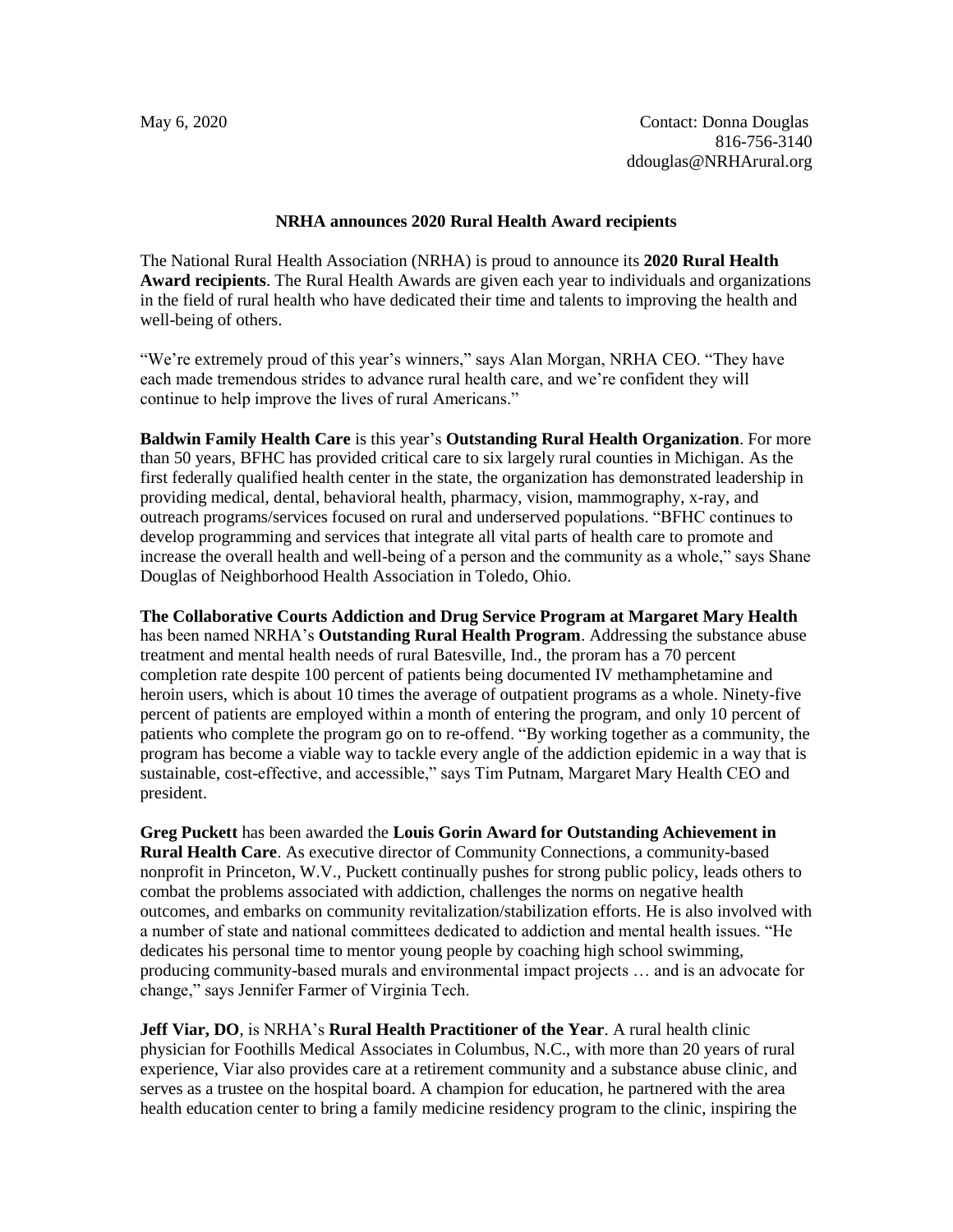May 6, 2020

Contact: Donna Douglas
816-756-3140
ddouglas@NRHArural.org

**NRHA announces 2020 Rural Health Award recipients**

The National Rural Health Association (NRHA) is proud to announce its **2020 Rural Health Award recipients**. The Rural Health Awards are given each year to individuals and organizations in the field of rural health who have dedicated their time and talents to improving the health and well-being of others.

"We're extremely proud of this year's winners," says Alan Morgan, NRHA CEO. "They have each made tremendous strides to advance rural health care, and we're confident they will continue to help improve the lives of rural Americans."

**Baldwin Family Health Care** is this year's **Outstanding Rural Health Organization**. For more than 50 years, BFHC has provided critical care to six largely rural counties in Michigan. As the first federally qualified health center in the state, the organization has demonstrated leadership in providing medical, dental, behavioral health, pharmacy, vision, mammography, x-ray, and outreach programs/services focused on rural and underserved populations. "BFHC continues to develop programming and services that integrate all vital parts of health care to promote and increase the overall health and well-being of a person and the community as a whole," says Shane Douglas of Neighborhood Health Association in Toledo, Ohio.

**The Collaborative Courts Addiction and Drug Service Program at Margaret Mary Health** has been named NRHA's **Outstanding Rural Health Program**. Addressing the substance abuse treatment and mental health needs of rural Batesville, Ind., the proram has a 70 percent completion rate despite 100 percent of patients being documented IV methamphetamine and heroin users, which is about 10 times the average of outpatient programs as a whole. Ninety-five percent of patients are employed within a month of entering the program, and only 10 percent of patients who complete the program go on to re-offend. "By working together as a community, the program has become a viable way to tackle every angle of the addiction epidemic in a way that is sustainable, cost-effective, and accessible," says Tim Putnam, Margaret Mary Health CEO and president.

**Greg Puckett** has been awarded the **Louis Gorin Award for Outstanding Achievement in Rural Health Care**. As executive director of Community Connections, a community-based nonprofit in Princeton, W.V., Puckett continually pushes for strong public policy, leads others to combat the problems associated with addiction, challenges the norms on negative health outcomes, and embarks on community revitalization/stabilization efforts. He is also involved with a number of state and national committees dedicated to addiction and mental health issues. "He dedicates his personal time to mentor young people by coaching high school swimming, producing community-based murals and environmental impact projects … and is an advocate for change," says Jennifer Farmer of Virginia Tech.

**Jeff Viar, DO**, is NRHA's **Rural Health Practitioner of the Year**. A rural health clinic physician for Foothills Medical Associates in Columbus, N.C., with more than 20 years of rural experience, Viar also provides care at a retirement community and a substance abuse clinic, and serves as a trustee on the hospital board. A champion for education, he partnered with the area health education center to bring a family medicine residency program to the clinic, inspiring the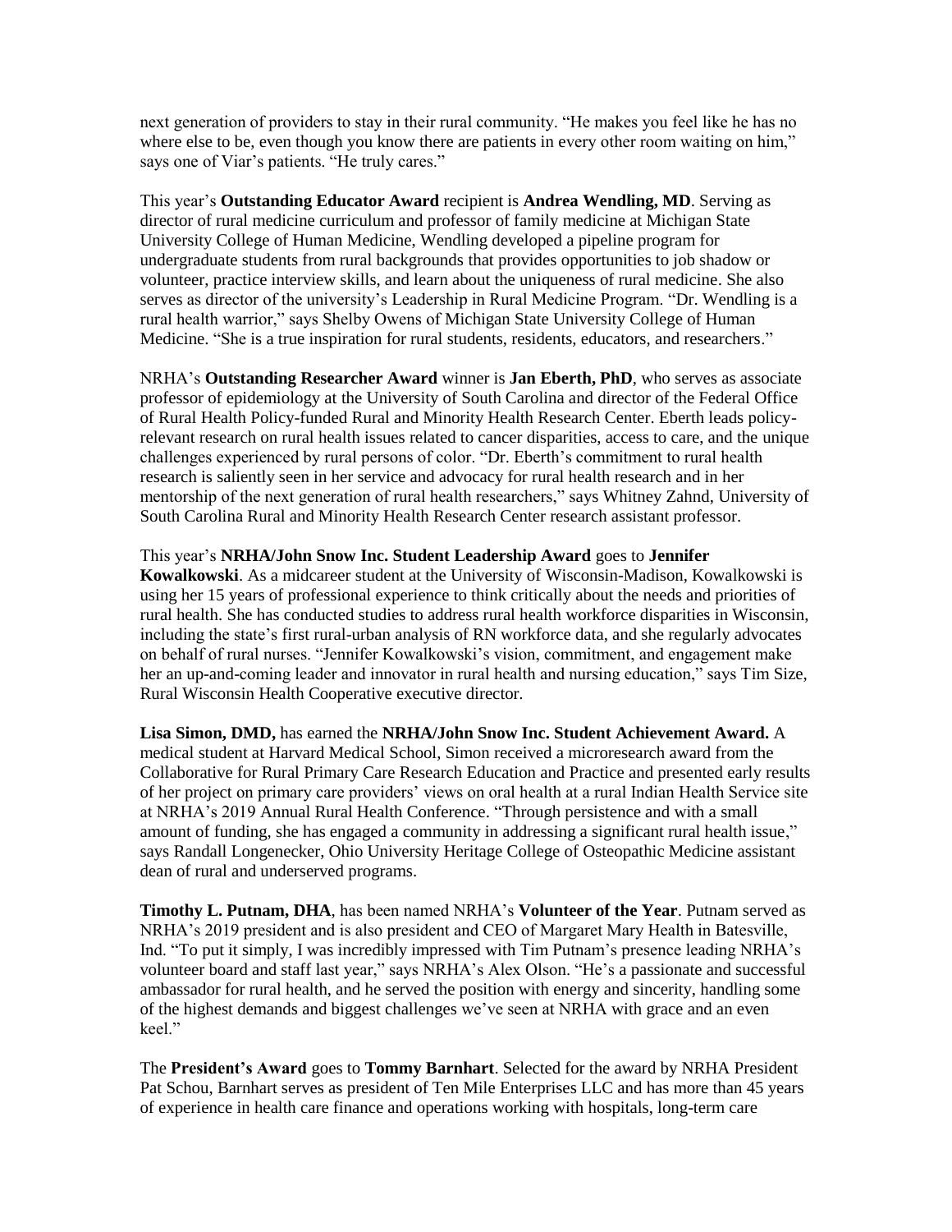next generation of providers to stay in their rural community. "He makes you feel like he has no where else to be, even though you know there are patients in every other room waiting on him," says one of Viar's patients. "He truly cares."

This year's **Outstanding Educator Award** recipient is **Andrea Wendling, MD**. Serving as director of rural medicine curriculum and professor of family medicine at Michigan State University College of Human Medicine, Wendling developed a pipeline program for undergraduate students from rural backgrounds that provides opportunities to job shadow or volunteer, practice interview skills, and learn about the uniqueness of rural medicine. She also serves as director of the university's Leadership in Rural Medicine Program. "Dr. Wendling is a rural health warrior," says Shelby Owens of Michigan State University College of Human Medicine. "She is a true inspiration for rural students, residents, educators, and researchers."

NRHA's **Outstanding Researcher Award** winner is **Jan Eberth, PhD**, who serves as associate professor of epidemiology at the University of South Carolina and director of the Federal Office of Rural Health Policy-funded Rural and Minority Health Research Center. Eberth leads policy-relevant research on rural health issues related to cancer disparities, access to care, and the unique challenges experienced by rural persons of color. "Dr. Eberth's commitment to rural health research is saliently seen in her service and advocacy for rural health research and in her mentorship of the next generation of rural health researchers," says Whitney Zahnd, University of South Carolina Rural and Minority Health Research Center research assistant professor.

This year's **NRHA/John Snow Inc. Student Leadership Award** goes to **Jennifer Kowalkowski**. As a midcareer student at the University of Wisconsin-Madison, Kowalkowski is using her 15 years of professional experience to think critically about the needs and priorities of rural health. She has conducted studies to address rural health workforce disparities in Wisconsin, including the state's first rural-urban analysis of RN workforce data, and she regularly advocates on behalf of rural nurses. "Jennifer Kowalkowski's vision, commitment, and engagement make her an up-and-coming leader and innovator in rural health and nursing education," says Tim Size, Rural Wisconsin Health Cooperative executive director.

**Lisa Simon, DMD,** has earned the **NRHA/John Snow Inc. Student Achievement Award.** A medical student at Harvard Medical School, Simon received a microresearch award from the Collaborative for Rural Primary Care Research Education and Practice and presented early results of her project on primary care providers' views on oral health at a rural Indian Health Service site at NRHA's 2019 Annual Rural Health Conference. "Through persistence and with a small amount of funding, she has engaged a community in addressing a significant rural health issue," says Randall Longenecker, Ohio University Heritage College of Osteopathic Medicine assistant dean of rural and underserved programs.

**Timothy L. Putnam, DHA**, has been named NRHA's **Volunteer of the Year**. Putnam served as NRHA's 2019 president and is also president and CEO of Margaret Mary Health in Batesville, Ind. "To put it simply, I was incredibly impressed with Tim Putnam's presence leading NRHA's volunteer board and staff last year," says NRHA's Alex Olson. "He's a passionate and successful ambassador for rural health, and he served the position with energy and sincerity, handling some of the highest demands and biggest challenges we've seen at NRHA with grace and an even keel."

The **President's Award** goes to **Tommy Barnhart**. Selected for the award by NRHA President Pat Schou, Barnhart serves as president of Ten Mile Enterprises LLC and has more than 45 years of experience in health care finance and operations working with hospitals, long-term care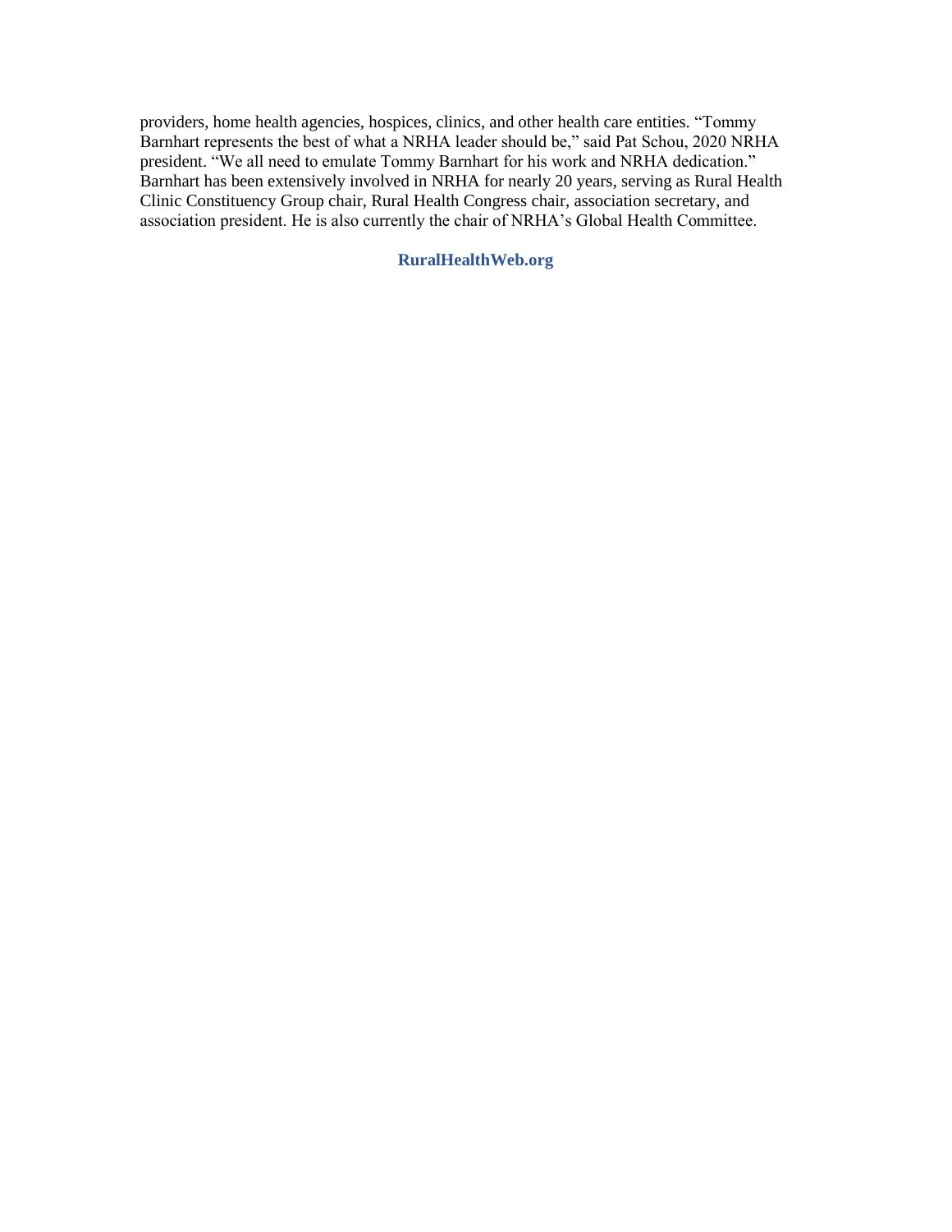providers, home health agencies, hospices, clinics, and other health care entities. “Tommy Barnhart represents the best of what a NRHA leader should be,” said Pat Schou, 2020 NRHA president. “We all need to emulate Tommy Barnhart for his work and NRHA dedication.” Barnhart has been extensively involved in NRHA for nearly 20 years, serving as Rural Health Clinic Constituency Group chair, Rural Health Congress chair, association secretary, and association president. He is also currently the chair of NRHA’s Global Health Committee.

**RuralHealthWeb.org**